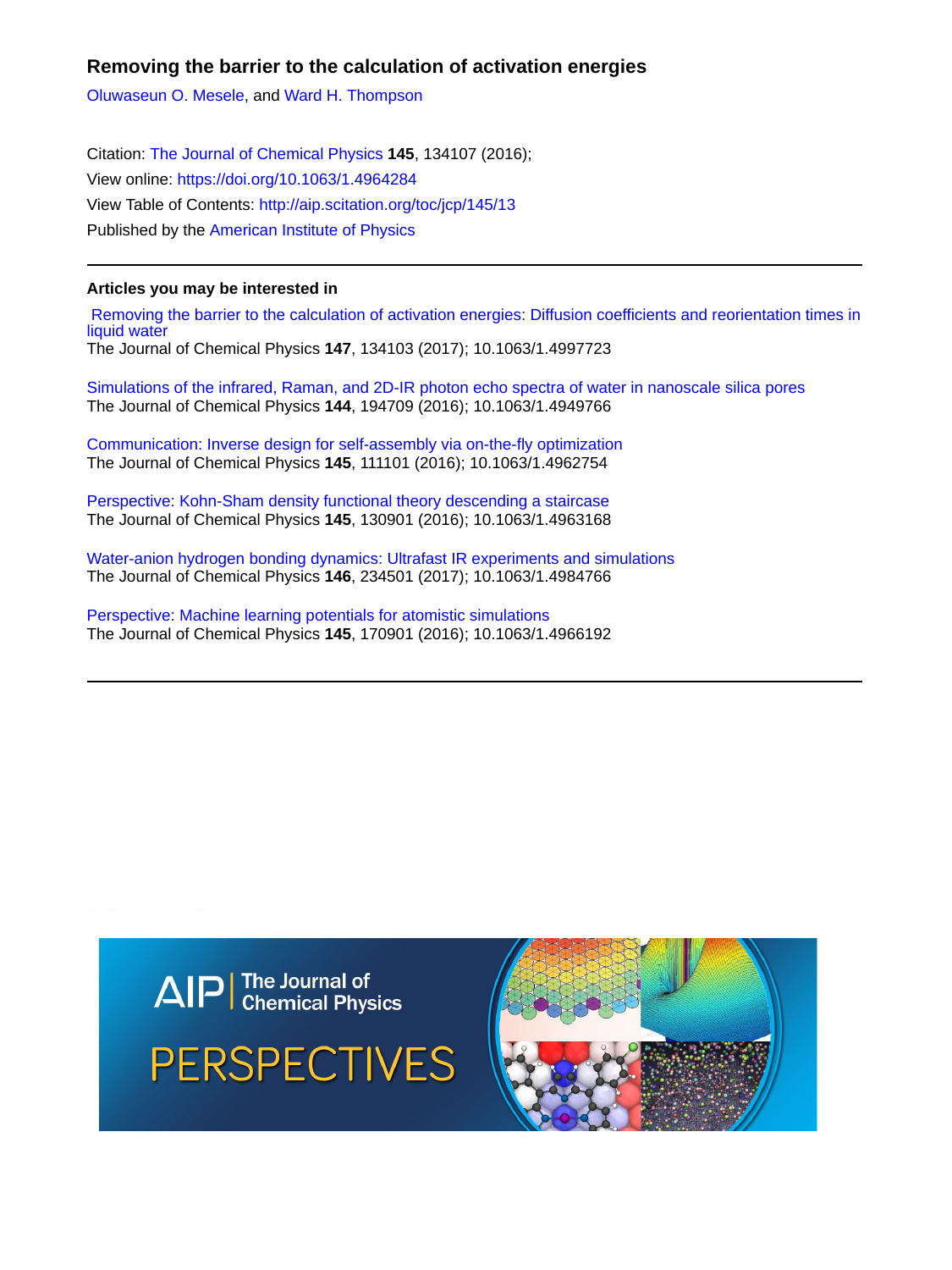# Removing the barrier to the calculation of activation energies

Oluwaseun O. Mesele, and Ward H. Thompson

Citation: The Journal of Chemical Physics **145**, 134107 (2016);
View online: https://doi.org/10.1063/1.4964284
View Table of Contents: http://aip.scitation.org/toc/jcp/145/13
Published by the American Institute of Physics

---

## Articles you may be interested in

Removing the barrier to the calculation of activation energies: Diffusion coefficients and reorientation times in liquid water
The Journal of Chemical Physics **147**, 134103 (2017); 10.1063/1.4997723

Simulations of the infrared, Raman, and 2D-IR photon echo spectra of water in nanoscale silica pores
The Journal of Chemical Physics **144**, 194709 (2016); 10.1063/1.4949766

Communication: Inverse design for self-assembly via on-the-fly optimization
The Journal of Chemical Physics **145**, 111101 (2016); 10.1063/1.4962754

Perspective: Kohn-Sham density functional theory descending a staircase
The Journal of Chemical Physics **145**, 130901 (2016); 10.1063/1.4963168

Water-anion hydrogen bonding dynamics: Ultrafast IR experiments and simulations
The Journal of Chemical Physics **146**, 234501 (2017); 10.1063/1.4984766

Perspective: Machine learning potentials for atomistic simulations
The Journal of Chemical Physics **145**, 170901 (2016); 10.1063/1.4966192

---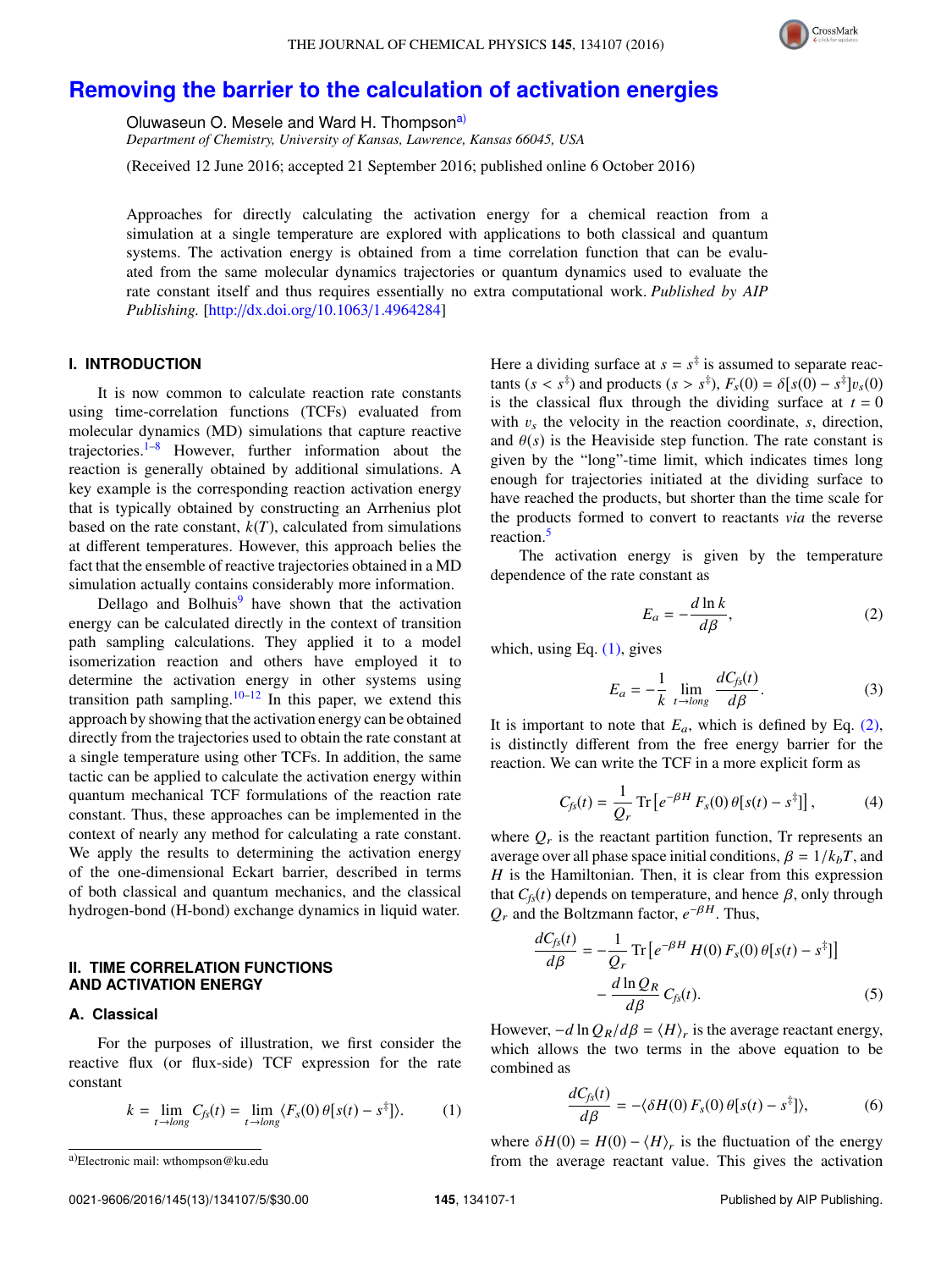# Removing the barrier to the calculation of activation energies

Oluwaseun O. Mesele and Ward H. Thompson[a]

*Department of Chemistry, University of Kansas, Lawrence, Kansas 66045, USA*

(Received 12 June 2016; accepted 21 September 2016; published online 6 October 2016)

Approaches for directly calculating the activation energy for a chemical reaction from a simulation at a single temperature are explored with applications to both classical and quantum systems. The activation energy is obtained from a time correlation function that can be evaluated from the same molecular dynamics trajectories or quantum dynamics used to evaluate the rate constant itself and thus requires essentially no extra computational work. *Published by AIP Publishing.* [http://dx.doi.org/10.1063/1.4964284]

## I. INTRODUCTION

It is now common to calculate reaction rate constants using time-correlation functions (TCFs) evaluated from molecular dynamics (MD) simulations that capture reactive trajectories.[1–8] However, further information about the reaction is generally obtained by additional simulations. A key example is the corresponding reaction activation energy that is typically obtained by constructing an Arrhenius plot based on the rate constant, $k(T)$, calculated from simulations at different temperatures. However, this approach belies the fact that the ensemble of reactive trajectories obtained in a MD simulation actually contains considerably more information.

Dellago and Bolhuis[9] have shown that the activation energy can be calculated directly in the context of transition path sampling calculations. They applied it to a model isomerization reaction and others have employed it to determine the activation energy in other systems using transition path sampling.[10–12] In this paper, we extend this approach by showing that the activation energy can be obtained directly from the trajectories used to obtain the rate constant at a single temperature using other TCFs. In addition, the same tactic can be applied to calculate the activation energy within quantum mechanical TCF formulations of the reaction rate constant. Thus, these approaches can be implemented in the context of nearly any method for calculating a rate constant. We apply the results to determining the activation energy of the one-dimensional Eckart barrier, described in terms of both classical and quantum mechanics, and the classical hydrogen-bond (H-bond) exchange dynamics in liquid water.

## II. TIME CORRELATION FUNCTIONS AND ACTIVATION ENERGY

### A. Classical

For the purposes of illustration, we first consider the reactive flux (or flux-side) TCF expression for the rate constant

$$k = \lim_{t \to long} C_{fs}(t) = \lim_{t \to long} \langle F_s(0)\, \theta[s(t) - s^{\ddagger}]\rangle. \tag{1}$$

Here a dividing surface at $s = s^{\ddagger}$ is assumed to separate reactants ($s < s^{\ddagger}$) and products ($s > s^{\ddagger}$), $F_s(0) = \delta[s(0) - s^{\ddagger}]v_s(0)$ is the classical flux through the dividing surface at $t = 0$ with $v_s$ the velocity in the reaction coordinate, $s$, direction, and $\theta(s)$ is the Heaviside step function. The rate constant is given by the "long"-time limit, which indicates times long enough for trajectories initiated at the dividing surface to have reached the products, but shorter than the time scale for the products formed to convert to reactants *via* the reverse reaction.[5]

The activation energy is given by the temperature dependence of the rate constant as

$$E_a = -\frac{d \ln k}{d\beta}, \tag{2}$$

which, using Eq. (1), gives

$$E_a = -\frac{1}{k} \lim_{t \to long} \frac{dC_{fs}(t)}{d\beta}. \tag{3}$$

It is important to note that $E_a$, which is defined by Eq. (2), is distinctly different from the free energy barrier for the reaction. We can write the TCF in a more explicit form as

$$C_{fs}(t) = \frac{1}{Q_r} \mathrm{Tr}\left[e^{-\beta H}\, F_s(0)\, \theta[s(t) - s^{\ddagger}]\right], \tag{4}$$

where $Q_r$ is the reactant partition function, Tr represents an average over all phase space initial conditions, $\beta = 1/k_bT$, and $H$ is the Hamiltonian. Then, it is clear from this expression that $C_{fs}(t)$ depends on temperature, and hence $\beta$, only through $Q_r$ and the Boltzmann factor, $e^{-\beta H}$. Thus,

$$\frac{dC_{fs}(t)}{d\beta} = -\frac{1}{Q_r} \mathrm{Tr}\left[e^{-\beta H}\, H(0)\, F_s(0)\, \theta[s(t) - s^{\ddagger}]\right] - \frac{d \ln Q_R}{d\beta}\, C_{fs}(t). \tag{5}$$

However, $-d \ln Q_R/d\beta = \langle H \rangle_r$ is the average reactant energy, which allows the two terms in the above equation to be combined as

$$\frac{dC_{fs}(t)}{d\beta} = -\langle \delta H(0)\, F_s(0)\, \theta[s(t) - s^{\ddagger}]\rangle, \tag{6}$$

where $\delta H(0) = H(0) - \langle H \rangle_r$ is the fluctuation of the energy from the average reactant value. This gives the activation

---

[a]Electronic mail: wthompson@ku.edu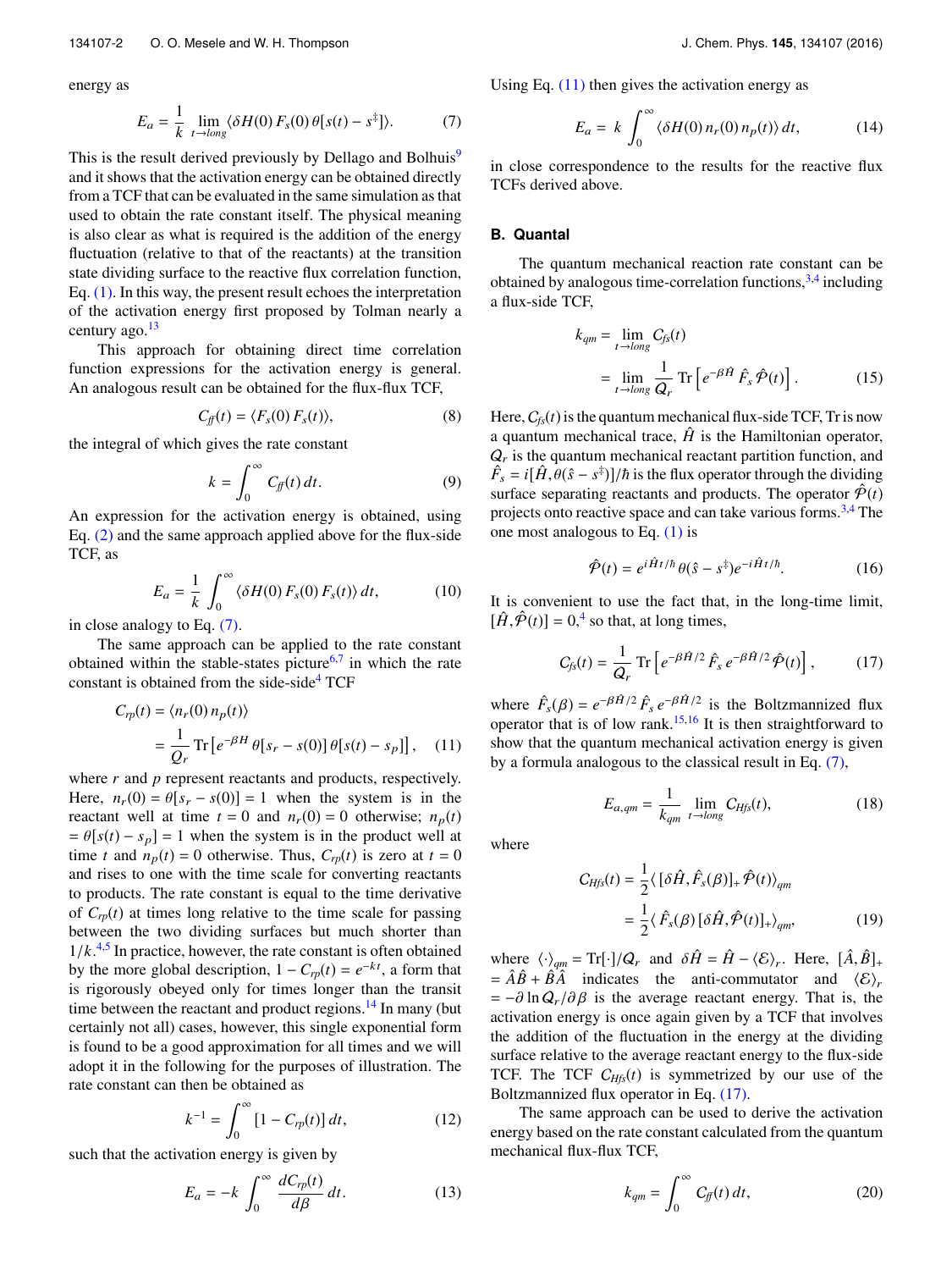energy as

$$E_a = \frac{1}{k} \lim_{t \to long} \langle \delta H(0)\, F_s(0)\, \theta[s(t) - s^\ddagger] \rangle. \tag{7}$$

This is the result derived previously by Dellago and Bolhuis[9] and it shows that the activation energy can be obtained directly from a TCF that can be evaluated in the same simulation as that used to obtain the rate constant itself. The physical meaning is also clear as what is required is the addition of the energy fluctuation (relative to that of the reactants) at the transition state dividing surface to the reactive flux correlation function, Eq. (1). In this way, the present result echoes the interpretation of the activation energy first proposed by Tolman nearly a century ago.[13]

This approach for obtaining direct time correlation function expressions for the activation energy is general. An analogous result can be obtained for the flux-flux TCF,

$$C_{ff}(t) = \langle F_s(0)\, F_s(t) \rangle, \tag{8}$$

the integral of which gives the rate constant

$$k = \int_0^\infty C_{ff}(t)\, dt. \tag{9}$$

An expression for the activation energy is obtained, using Eq. (2) and the same approach applied above for the flux-side TCF, as

$$E_a = \frac{1}{k} \int_0^\infty \langle \delta H(0)\, F_s(0)\, F_s(t) \rangle\, dt, \tag{10}$$

in close analogy to Eq. (7).

The same approach can be applied to the rate constant obtained within the stable-states picture[6,7] in which the rate constant is obtained from the side-side[4] TCF

$$\begin{aligned} C_{rp}(t) &= \langle n_r(0)\, n_p(t) \rangle \\ &= \frac{1}{Q_r} \mathrm{Tr}\left[ e^{-\beta H}\, \theta[s_r - s(0)]\, \theta[s(t) - s_p] \right], \end{aligned} \tag{11}$$

where $r$ and $p$ represent reactants and products, respectively. Here, $n_r(0) = \theta[s_r - s(0)] = 1$ when the system is in the reactant well at time $t = 0$ and $n_r(0) = 0$ otherwise; $n_p(t) = \theta[s(t) - s_p] = 1$ when the system is in the product well at time $t$ and $n_p(t) = 0$ otherwise. Thus, $C_{rp}(t)$ is zero at $t = 0$ and rises to one with the time scale for converting reactants to products. The rate constant is equal to the time derivative of $C_{rp}(t)$ at times long relative to the time scale for passing between the two dividing surfaces but much shorter than $1/k$.[4,5] In practice, however, the rate constant is often obtained by the more global description, $1 - C_{rp}(t) = e^{-kt}$, a form that is rigorously obeyed only for times longer than the transit time between the reactant and product regions.[14] In many (but certainly not all) cases, however, this single exponential form is found to be a good approximation for all times and we will adopt it in the following for the purposes of illustration. The rate constant can then be obtained as

$$k^{-1} = \int_0^\infty [1 - C_{rp}(t)]\, dt, \tag{12}$$

such that the activation energy is given by

$$E_a = -k \int_0^\infty \frac{dC_{rp}(t)}{d\beta}\, dt. \tag{13}$$

Using Eq. (11) then gives the activation energy as

$$E_a = k \int_0^\infty \langle \delta H(0)\, n_r(0)\, n_p(t) \rangle\, dt, \tag{14}$$

in close correspondence to the results for the reactive flux TCFs derived above.

### B. Quantal

The quantum mechanical reaction rate constant can be obtained by analogous time-correlation functions,[3,4] including a flux-side TCF,

$$\begin{aligned} k_{qm} &= \lim_{t \to long} C_{fs}(t) \\ &= \lim_{t \to long} \frac{1}{Q_r} \mathrm{Tr}\left[ e^{-\beta \hat{H}}\, \hat{F}_s\, \hat{\mathcal{P}}(t) \right]. \end{aligned} \tag{15}$$

Here, $C_{fs}(t)$ is the quantum mechanical flux-side TCF, Tr is now a quantum mechanical trace, $\hat{H}$ is the Hamiltonian operator, $Q_r$ is the quantum mechanical reactant partition function, and $\hat{F}_s = i[\hat{H}, \theta(\hat{s} - s^\ddagger)]/\hbar$ is the flux operator through the dividing surface separating reactants and products. The operator $\hat{\mathcal{P}}(t)$ projects onto reactive space and can take various forms.[3,4] The one most analogous to Eq. (1) is

$$\hat{\mathcal{P}}(t) = e^{i\hat{H}t/\hbar}\, \theta(\hat{s} - s^\ddagger)\, e^{-i\hat{H}t/\hbar}. \tag{16}$$

It is convenient to use the fact that, in the long-time limit, $[\hat{H}, \hat{\mathcal{P}}(t)] = 0$,[4] so that, at long times,

$$C_{fs}(t) = \frac{1}{Q_r} \mathrm{Tr}\left[ e^{-\beta \hat{H}/2}\, \hat{F}_s\, e^{-\beta \hat{H}/2}\, \hat{\mathcal{P}}(t) \right], \tag{17}$$

where $\hat{F}_s(\beta) = e^{-\beta \hat{H}/2}\, \hat{F}_s\, e^{-\beta \hat{H}/2}$ is the Boltzmannized flux operator that is of low rank.[15,16] It is then straightforward to show that the quantum mechanical activation energy is given by a formula analogous to the classical result in Eq. (7),

$$E_{a,qm} = \frac{1}{k_{qm}} \lim_{t \to long} C_{Hfs}(t), \tag{18}$$

where

$$\begin{aligned} C_{Hfs}(t) &= \frac{1}{2} \langle\, [\delta \hat{H}, \hat{F}_s(\beta)]_+\, \hat{\mathcal{P}}(t) \rangle_{qm} \\ &= \frac{1}{2} \langle\, \hat{F}_s(\beta)\, [\delta \hat{H}, \hat{\mathcal{P}}(t)]_+ \rangle_{qm}, \end{aligned} \tag{19}$$

where $\langle \cdot \rangle_{qm} = \mathrm{Tr}[\cdot]/Q_r$ and $\delta \hat{H} = \hat{H} - \langle \mathcal{E} \rangle_r$. Here, $[\hat{A}, \hat{B}]_+ = \hat{A}\hat{B} + \hat{B}\hat{A}$ indicates the anti-commutator and $\langle \mathcal{E} \rangle_r = -\partial \ln Q_r / \partial \beta$ is the average reactant energy. That is, the activation energy is once again given by a TCF that involves the addition of the fluctuation in the energy at the dividing surface relative to the average reactant energy to the flux-side TCF. The TCF $C_{Hfs}(t)$ is symmetrized by our use of the Boltzmannized flux operator in Eq. (17).

The same approach can be used to derive the activation energy based on the rate constant calculated from the quantum mechanical flux-flux TCF,

$$k_{qm} = \int_0^\infty C_{ff}(t)\, dt, \tag{20}$$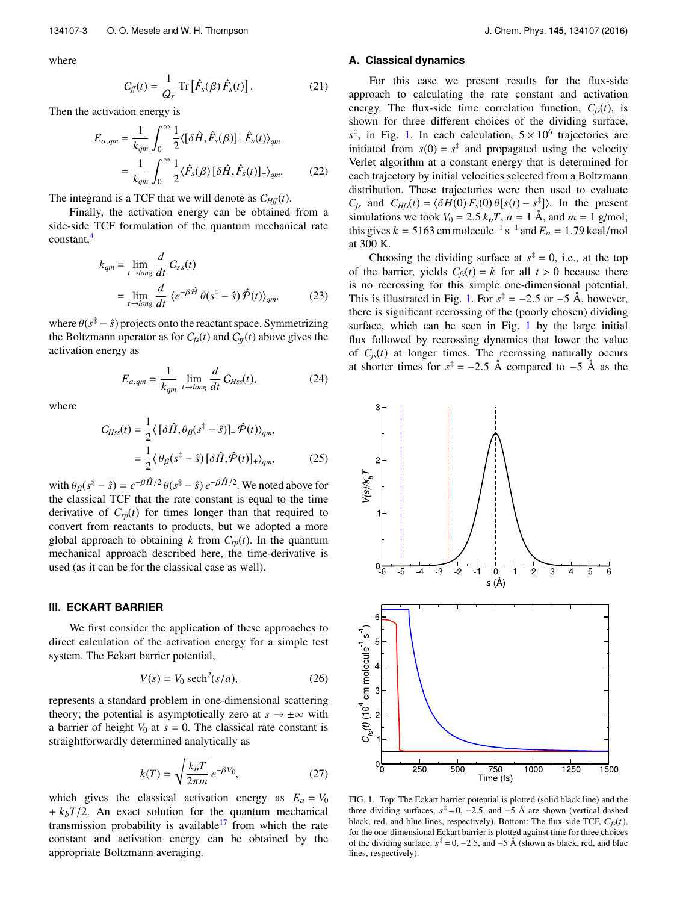where

$$C_{ff}(t) = \frac{1}{Q_r}\,\mathrm{Tr}\left[\hat{F}_s(\beta)\,\hat{F}_s(t)\right]. \tag{21}$$

Then the activation energy is

$$\begin{aligned} E_{a,qm} &= \frac{1}{k_{qm}}\int_0^\infty \frac{1}{2}\langle[\delta\hat{H},\hat{F}_s(\beta)]_+\,\hat{F}_s(t)\rangle_{qm} \\ &= \frac{1}{k_{qm}}\int_0^\infty \frac{1}{2}\langle\hat{F}_s(\beta)\,[\delta\hat{H},\hat{F}_s(t)]_+\rangle_{qm}. \end{aligned} \tag{22}$$

The integrand is a TCF that we will denote as $C_{Hff}(t)$.

Finally, the activation energy can be obtained from a side-side TCF formulation of the quantum mechanical rate constant,[4]

$$\begin{aligned} k_{qm} &= \lim_{t\to long}\frac{d}{dt}\,C_{ss}(t) \\ &= \lim_{t\to long}\frac{d}{dt}\,\langle e^{-\beta\hat{H}}\,\theta(s^\ddagger - \hat{s})\,\hat{\mathcal{P}}(t)\rangle_{qm}, \end{aligned} \tag{23}$$

where $\theta(s^\ddagger - \hat{s})$ projects onto the reactant space. Symmetrizing the Boltzmann operator as for $C_{fs}(t)$ and $C_{ff}(t)$ above gives the activation energy as

$$E_{a,qm} = \frac{1}{k_{qm}}\lim_{t\to long}\frac{d}{dt}\,C_{Hss}(t), \tag{24}$$

where

$$\begin{aligned} C_{Hss}(t) &= \frac{1}{2}\langle\,[\delta\hat{H},\theta_\beta(s^\ddagger - \hat{s})]_+\,\hat{\mathcal{P}}(t)\rangle_{qm}, \\ &= \frac{1}{2}\langle\,\theta_\beta(s^\ddagger - \hat{s})\,[\delta\hat{H},\hat{\mathcal{P}}(t)]_+\rangle_{qm}, \end{aligned} \tag{25}$$

with $\theta_\beta(s^\ddagger - \hat{s}) = e^{-\beta\hat{H}/2}\,\theta(s^\ddagger - \hat{s})\,e^{-\beta\hat{H}/2}$. We noted above for the classical TCF that the rate constant is equal to the time derivative of $C_{rp}(t)$ for times longer than that required to convert from reactants to products, but we adopted a more global approach to obtaining $k$ from $C_{rp}(t)$. In the quantum mechanical approach described here, the time-derivative is used (as it can be for the classical case as well).

## III. ECKART BARRIER

We first consider the application of these approaches to direct calculation of the activation energy for a simple test system. The Eckart barrier potential,

$$V(s) = V_0\,\mathrm{sech}^2(s/a), \tag{26}$$

represents a standard problem in one-dimensional scattering theory; the potential is asymptotically zero at $s \to \pm\infty$ with a barrier of height $V_0$ at $s = 0$. The classical rate constant is straightforwardly determined analytically as

$$k(T) = \sqrt{\frac{k_bT}{2\pi m}}\,e^{-\beta V_0}, \tag{27}$$

which gives the classical activation energy as $E_a = V_0 + k_bT/2$. An exact solution for the quantum mechanical transmission probability is available[17] from which the rate constant and activation energy can be obtained by the appropriate Boltzmann averaging.

### A. Classical dynamics

For this case we present results for the flux-side approach to calculating the rate constant and activation energy. The flux-side time correlation function, $C_{fs}(t)$, is shown for three different choices of the dividing surface, $s^\ddagger$, in Fig. 1. In each calculation, $5\times10^6$ trajectories are initiated from $s(0) = s^\ddagger$ and propagated using the velocity Verlet algorithm at a constant energy that is determined for each trajectory by initial velocities selected from a Boltzmann distribution. These trajectories were then used to evaluate $C_{fs}$ and $C_{Hfs}(t) = \langle\delta H(0)\,F_s(0)\,\theta[s(t) - s^\ddagger]\rangle$. In the present simulations we took $V_0 = 2.5\,k_bT$, $a = 1$ Å, and $m = 1$ g/mol; this gives $k = 5163$ cm molecule$^{-1}$ s$^{-1}$ and $E_a = 1.79$ kcal/mol at 300 K.

Choosing the dividing surface at $s^\ddagger = 0$, i.e., at the top of the barrier, yields $C_{fs}(t) = k$ for all $t > 0$ because there is no recrossing for this simple one-dimensional potential. This is illustrated in Fig. 1. For $s^\ddagger = -2.5$ or $-5$ Å, however, there is significant recrossing of the (poorly chosen) dividing surface, which can be seen in Fig. 1 by the large initial flux followed by recrossing dynamics that lower the value of $C_{fs}(t)$ at longer times. The recrossing naturally occurs at shorter times for $s^\ddagger = -2.5$ Å compared to $-5$ Å as the

FIG. 1. Top: The Eckart barrier potential is plotted (solid black line) and the three dividing surfaces, $s^\ddagger = 0$, $-2.5$, and $-5$ Å are shown (vertical dashed black, red, and blue lines, respectively). Bottom: The flux-side TCF, $C_{fs}(t)$, for the one-dimensional Eckart barrier is plotted against time for three choices of the dividing surface: $s^\ddagger = 0$, $-2.5$, and $-5$ Å (shown as black, red, and blue lines, respectively).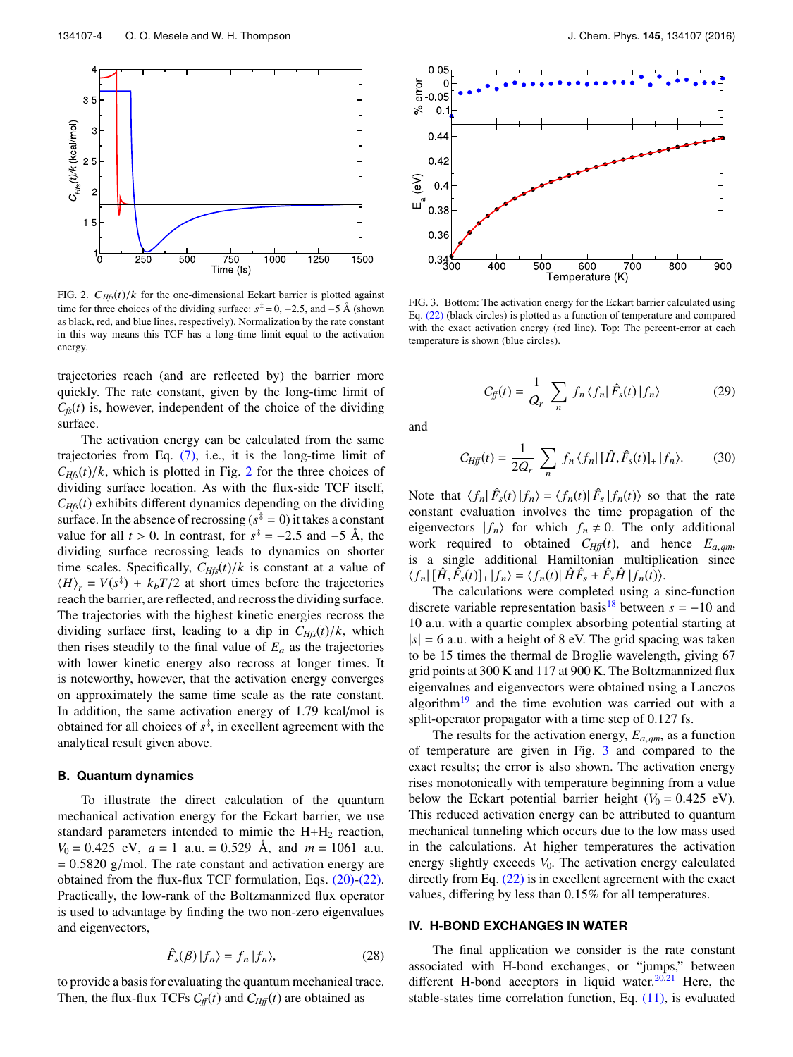FIG. 2. $C_{Hfs}(t)/k$ for the one-dimensional Eckart barrier is plotted against time for three choices of the dividing surface: $s^{\ddagger} = 0$, $-2.5$, and $-5$ Å (shown as black, red, and blue lines, respectively). Normalization by the rate constant in this way means this TCF has a long-time limit equal to the activation energy.

trajectories reach (and are reflected by) the barrier more quickly. The rate constant, given by the long-time limit of $C_{fs}(t)$ is, however, independent of the choice of the dividing surface.

The activation energy can be calculated from the same trajectories from Eq. (7), i.e., it is the long-time limit of $C_{Hfs}(t)/k$, which is plotted in Fig. 2 for the three choices of dividing surface location. As with the flux-side TCF itself, $C_{Hfs}(t)$ exhibits different dynamics depending on the dividing surface. In the absence of recrossing ($s^{\ddagger} = 0$) it takes a constant value for all $t > 0$. In contrast, for $s^{\ddagger} = -2.5$ and $-5$ Å, the dividing surface recrossing leads to dynamics on shorter time scales. Specifically, $C_{Hfs}(t)/k$ is constant at a value of $\langle H \rangle_r = V(s^{\ddagger}) + k_b T/2$ at short times before the trajectories reach the barrier, are reflected, and recross the dividing surface. The trajectories with the highest kinetic energies recross the dividing surface first, leading to a dip in $C_{Hfs}(t)/k$, which then rises steadily to the final value of $E_a$ as the trajectories with lower kinetic energy also recross at longer times. It is noteworthy, however, that the activation energy converges on approximately the same time scale as the rate constant. In addition, the same activation energy of 1.79 kcal/mol is obtained for all choices of $s^{\ddagger}$, in excellent agreement with the analytical result given above.

### B. Quantum dynamics

To illustrate the direct calculation of the quantum mechanical activation energy for the Eckart barrier, we use standard parameters intended to mimic the H+$H_2$ reaction, $V_0 = 0.425$ eV, $a = 1$ a.u. $= 0.529$ Å, and $m = 1061$ a.u. $= 0.5820$ g/mol. The rate constant and activation energy are obtained from the flux-flux TCF formulation, Eqs. (20)-(22). Practically, the low-rank of the Boltzmannized flux operator is used to advantage by finding the two non-zero eigenvalues and eigenvectors,

$$\hat{F}_s(\beta)\,|f_n\rangle = f_n\,|f_n\rangle, \tag{28}$$

to provide a basis for evaluating the quantum mechanical trace. Then, the flux-flux TCFs $C_{ff}(t)$ and $C_{Hff}(t)$ are obtained as

FIG. 3. Bottom: The activation energy for the Eckart barrier calculated using Eq. (22) (black circles) is plotted as a function of temperature and compared with the exact activation energy (red line). Top: The percent-error at each temperature is shown (blue circles).

$$C_{ff}(t) = \frac{1}{Q_r}\sum_n f_n\,\langle f_n|\,\hat{F}_s(t)\,|f_n\rangle \tag{29}$$

and

$$C_{Hff}(t) = \frac{1}{2Q_r}\sum_n f_n\,\langle f_n|\,[\hat{H},\hat{F}_s(t)]_+\,|f_n\rangle. \tag{30}$$

Note that $\langle f_n|\,\hat{F}_s(t)\,|f_n\rangle = \langle f_n(t)|\,\hat{F}_s\,|f_n(t)\rangle$ so that the rate constant evaluation involves the time propagation of the eigenvectors $|f_n\rangle$ for which $f_n \neq 0$. The only additional work required to obtained $C_{Hff}(t)$, and hence $E_{a,qm}$, is a single additional Hamiltonian multiplication since $\langle f_n|\,[\hat{H},\hat{F}_s(t)]_+\,|f_n\rangle = \langle f_n(t)|\,\hat{H}\hat{F}_s + \hat{F}_s\hat{H}\,|f_n(t)\rangle$.

The calculations were completed using a sinc-function discrete variable representation basis[18] between $s = -10$ and 10 a.u. with a quartic complex absorbing potential starting at $|s| = 6$ a.u. with a height of 8 eV. The grid spacing was taken to be 15 times the thermal de Broglie wavelength, giving 67 grid points at 300 K and 117 at 900 K. The Boltzmannized flux eigenvalues and eigenvectors were obtained using a Lanczos algorithm[19] and the time evolution was carried out with a split-operator propagator with a time step of 0.127 fs.

The results for the activation energy, $E_{a,qm}$, as a function of temperature are given in Fig. 3 and compared to the exact results; the error is also shown. The activation energy rises monotonically with temperature beginning from a value below the Eckart potential barrier height ($V_0 = 0.425$ eV). This reduced activation energy can be attributed to quantum mechanical tunneling which occurs due to the low mass used in the calculations. At higher temperatures the activation energy slightly exceeds $V_0$. The activation energy calculated directly from Eq. (22) is in excellent agreement with the exact values, differing by less than 0.15% for all temperatures.

## IV. H-BOND EXCHANGES IN WATER

The final application we consider is the rate constant associated with H-bond exchanges, or "jumps," between different H-bond acceptors in liquid water.[20,21] Here, the stable-states time correlation function, Eq. (11), is evaluated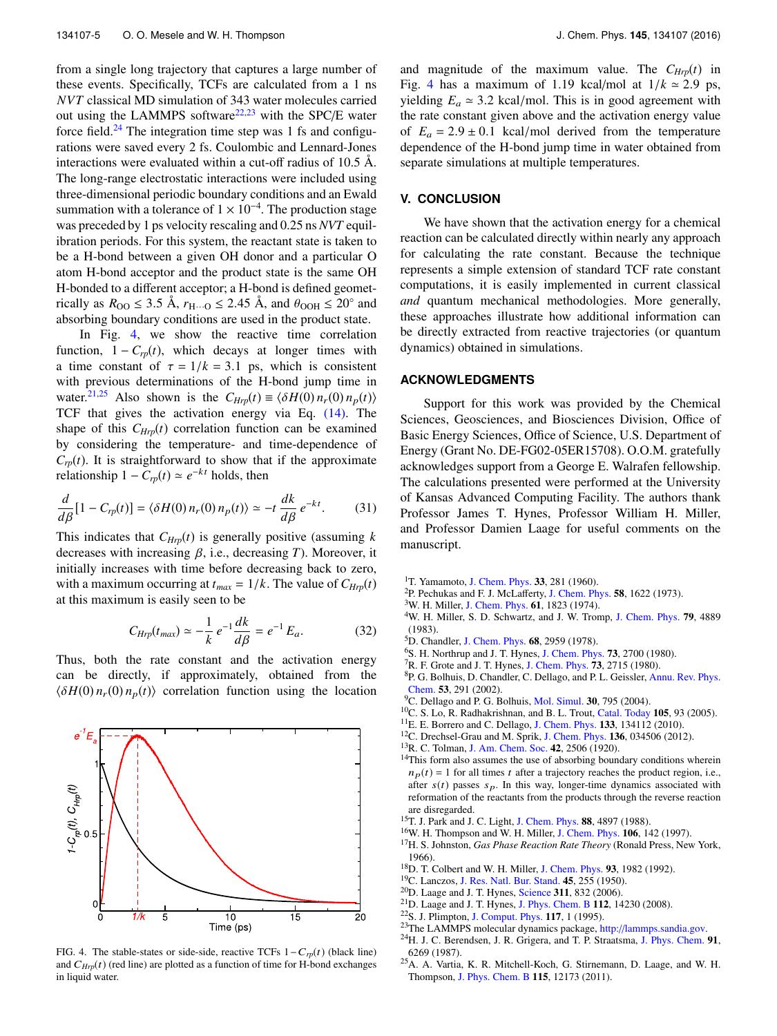from a single long trajectory that captures a large number of these events. Specifically, TCFs are calculated from a 1 ns *NVT* classical MD simulation of 343 water molecules carried out using the LAMMPS software[22,23] with the SPC/E water force field.[24] The integration time step was 1 fs and configurations were saved every 2 fs. Coulombic and Lennard-Jones interactions were evaluated within a cut-off radius of 10.5 Å. The long-range electrostatic interactions were included using three-dimensional periodic boundary conditions and an Ewald summation with a tolerance of $1 \times 10^{-4}$. The production stage was preceded by 1 ps velocity rescaling and 0.25 ns *NVT* equilibration periods. For this system, the reactant state is taken to be a H-bond between a given OH donor and a particular O atom H-bond acceptor and the product state is the same OH H-bonded to a different acceptor; a H-bond is defined geometrically as $R_{OO} \leq 3.5$ Å, $r_{H\cdots O} \leq 2.45$ Å, and $\theta_{OOH} \leq 20°$ and absorbing boundary conditions are used in the product state.

In Fig. 4, we show the reactive time correlation function, $1 - C_{rp}(t)$, which decays at longer times with a time constant of $\tau = 1/k = 3.1$ ps, which is consistent with previous determinations of the H-bond jump time in water.[21,25] Also shown is the $C_{Hrp}(t) \equiv \langle \delta H(0)\, n_r(0)\, n_p(t)\rangle$ TCF that gives the activation energy via Eq. (14). The shape of this $C_{Hrp}(t)$ correlation function can be examined by considering the temperature- and time-dependence of $C_{rp}(t)$. It is straightforward to show that if the approximate relationship $1 - C_{rp}(t) \simeq e^{-kt}$ holds, then

$$\frac{d}{d\beta}[1 - C_{rp}(t)] = \langle \delta H(0)\, n_r(0)\, n_p(t)\rangle \simeq -t\, \frac{dk}{d\beta}\, e^{-kt}. \tag{31}$$

This indicates that $C_{Hrp}(t)$ is generally positive (assuming $k$ decreases with increasing $\beta$, i.e., decreasing $T$). Moreover, it initially increases with time before decreasing back to zero, with a maximum occurring at $t_{max} = 1/k$. The value of $C_{Hrp}(t)$ at this maximum is easily seen to be

$$C_{Hrp}(t_{max}) \simeq -\frac{1}{k}\, e^{-1} \frac{dk}{d\beta} = e^{-1} E_a. \tag{32}$$

Thus, both the rate constant and the activation energy can be directly, if approximately, obtained from the $\langle \delta H(0)\, n_r(0)\, n_p(t)\rangle$ correlation function using the location and magnitude of the maximum value. The $C_{Hrp}(t)$ in Fig. 4 has a maximum of 1.19 kcal/mol at $1/k \simeq 2.9$ ps, yielding $E_a \simeq 3.2$ kcal/mol. This is in good agreement with the rate constant given above and the activation energy value of $E_a = 2.9 \pm 0.1$ kcal/mol derived from the temperature dependence of the H-bond jump time in water obtained from separate simulations at multiple temperatures.

$e^{-1}E_a$
1
0.5
0
$1\text{-}C_{rp}(t),\ C_{Hrp}(t)$
0
1/k
5
10
15
20
Time (ps)

FIG. 4. The stable-states or side-side, reactive TCFs $1 - C_{rp}(t)$ (black line) and $C_{Hrp}(t)$ (red line) are plotted as a function of time for H-bond exchanges in liquid water.

## V. CONCLUSION

We have shown that the activation energy for a chemical reaction can be calculated directly within nearly any approach for calculating the rate constant. Because the technique represents a simple extension of standard TCF rate constant computations, it is easily implemented in current classical *and* quantum mechanical methodologies. More generally, these approaches illustrate how additional information can be directly extracted from reactive trajectories (or quantum dynamics) obtained in simulations.

## ACKNOWLEDGMENTS

Support for this work was provided by the Chemical Sciences, Geosciences, and Biosciences Division, Office of Basic Energy Sciences, Office of Science, U.S. Department of Energy (Grant No. DE-FG02-05ER15708). O.O.M. gratefully acknowledges support from a George E. Walrafen fellowship. The calculations presented were performed at the University of Kansas Advanced Computing Facility. The authors thank Professor James T. Hynes, Professor William H. Miller, and Professor Damien Laage for useful comments on the manuscript.

[1] T. Yamamoto, J. Chem. Phys. **33**, 281 (1960).
[2] P. Pechukas and F. J. McLafferty, J. Chem. Phys. **58**, 1622 (1973).
[3] W. H. Miller, J. Chem. Phys. **61**, 1823 (1974).
[4] W. H. Miller, S. D. Schwartz, and J. W. Tromp, J. Chem. Phys. **79**, 4889 (1983).
[5] D. Chandler, J. Chem. Phys. **68**, 2959 (1978).
[6] S. H. Northrup and J. T. Hynes, J. Chem. Phys. **73**, 2700 (1980).
[7] R. F. Grote and J. T. Hynes, J. Chem. Phys. **73**, 2715 (1980).
[8] P. G. Bolhuis, D. Chandler, C. Dellago, and P. L. Geissler, Annu. Rev. Phys. Chem. **53**, 291 (2002).
[9] C. Dellago and P. G. Bolhuis, Mol. Simul. **30**, 795 (2004).
[10] C. S. Lo, R. Radhakrishnan, and B. L. Trout, Catal. Today **105**, 93 (2005).
[11] E. E. Borrero and C. Dellago, J. Chem. Phys. **133**, 134112 (2010).
[12] C. Drechsel-Grau and M. Sprik, J. Chem. Phys. **136**, 034506 (2012).
[13] R. C. Tolman, J. Am. Chem. Soc. **42**, 2506 (1920).
[14] This form also assumes the use of absorbing boundary conditions wherein $n_p(t) = 1$ for all times $t$ after a trajectory reaches the product region, i.e., after $s(t)$ passes $s_p$. In this way, longer-time dynamics associated with reformation of the reactants from the products through the reverse reaction are disregarded.
[15] T. J. Park and J. C. Light, J. Chem. Phys. **88**, 4897 (1988).
[16] W. H. Thompson and W. H. Miller, J. Chem. Phys. **106**, 142 (1997).
[17] H. S. Johnston, *Gas Phase Reaction Rate Theory* (Ronald Press, New York, 1966).
[18] D. T. Colbert and W. H. Miller, J. Chem. Phys. **93**, 1982 (1992).
[19] C. Lanczos, J. Res. Natl. Bur. Stand. **45**, 255 (1950).
[20] D. Laage and J. T. Hynes, Science **311**, 832 (2006).
[21] D. Laage and J. T. Hynes, J. Phys. Chem. B **112**, 14230 (2008).
[22] S. J. Plimpton, J. Comput. Phys. **117**, 1 (1995).
[23] The LAMMPS molecular dynamics package, http://lammps.sandia.gov.
[24] H. J. C. Berendsen, J. R. Grigera, and T. P. Straatsma, J. Phys. Chem. **91**, 6269 (1987).
[25] A. A. Vartia, K. R. Mitchell-Koch, G. Stirnemann, D. Laage, and W. H. Thompson, J. Phys. Chem. B **115**, 12173 (2011).